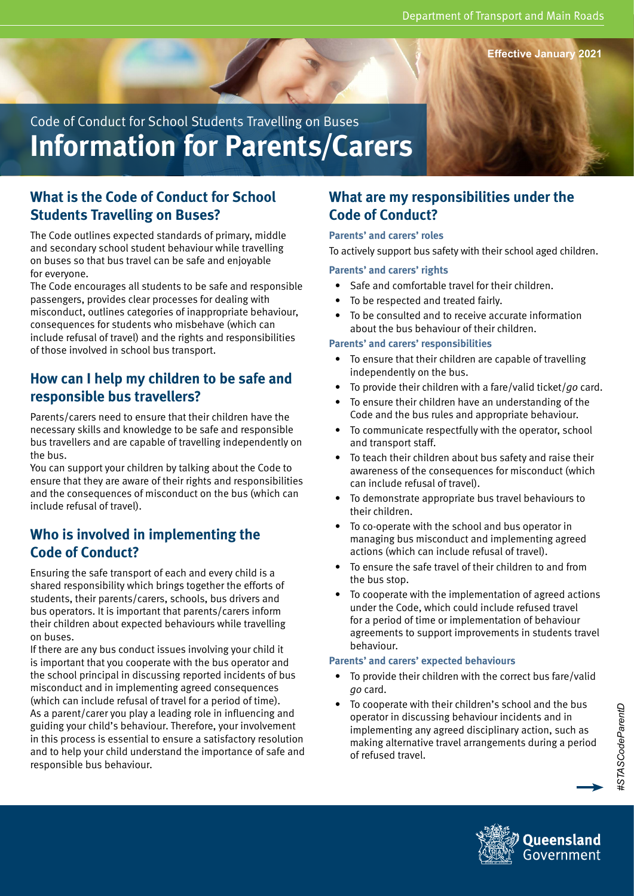Effective January 2021

Code of Conduct for School Students Travelling on Buses

# Information for Parents/Carers

## What is the Code of Conduct for School Students Travelling on Buses?

The Code outlines expected standards of primary, middle and secondary school student behaviour while travelling on buses so that bus travel can be safe and enjoyable for everyone.

The Code encourages all students to be safe and responsible passengers, provides clear processes for dealing with misconduct, outlines categories of inappropriate behaviour, consequences for students who misbehave (which can include refusal of travel) and the rights and responsibilities of those involved in school bus transport.

## How can I help my children to be safe and responsible bus travellers?

Parents/carers need to ensure that their children have the necessary skills and knowledge to be safe and responsible bus travellers and are capable of travelling independently on the bus.

You can support your children by talking about the Code to ensure that they are aware of their rights and responsibilities and the consequences of misconduct on the bus (which can include refusal of travel).

## Who is involved in implementing the Code of Conduct?

Ensuring the safe transport of each and every child is a shared responsibility which brings together the efforts of students, their parents/carers, schools, bus drivers and bus operators. It is important that parents/carers inform their children about expected behaviours while travelling on buses.

If there are any bus conduct issues involving your child it is important that you cooperate with the bus operator and the school principal in discussing reported incidents of bus misconduct and in implementing agreed consequences (which can include refusal of travel for a period of time).

As a parent/carer you play a leading role in influencing and guiding your child's behaviour. Therefore, your involvement in this process is essential to ensure a satisfactory resolution and to help your child understand the importance of safe and responsible bus behaviour.

## What are my responsibilities under the Code of Conduct?

### Parents' and carers' roles

To actively support bus safety with their school aged children.

### Parents' and carers' rights

- Safe and comfortable travel for their children.
- To be respected and treated fairly.
- To be consulted and to receive accurate information about the bus behaviour of their children.

### Parents' and carers' responsibilities

- To ensure that their children are capable of travelling independently on the bus.
- To provide their children with a fare/valid ticket/*go* card.
- To ensure their children have an understanding of the Code and the bus rules and appropriate behaviour.
- To communicate respectfully with the operator, school and transport staff.
- To teach their children about bus safety and raise their awareness of the consequences for misconduct (which can include refusal of travel).
- To demonstrate appropriate bus travel behaviours to their children.
- To co-operate with the school and bus operator in managing bus misconduct and implementing agreed actions (which can include refusal of travel).
- To ensure the safe travel of their children to and from the bus stop.
- To cooperate with the implementation of agreed actions under the Code, which could include refused travel for a period of time or implementation of behaviour agreements to support improvements in students travel behaviour.

### Parents' and carers' expected behaviours

- To provide their children with the correct bus fare/valid *go* card.
- To cooperate with their children's school and the bus operator in discussing behaviour incidents and in implementing any agreed disciplinary action, such as making alternative travel arrangements during a period of refused travel.

#STASCodeParentD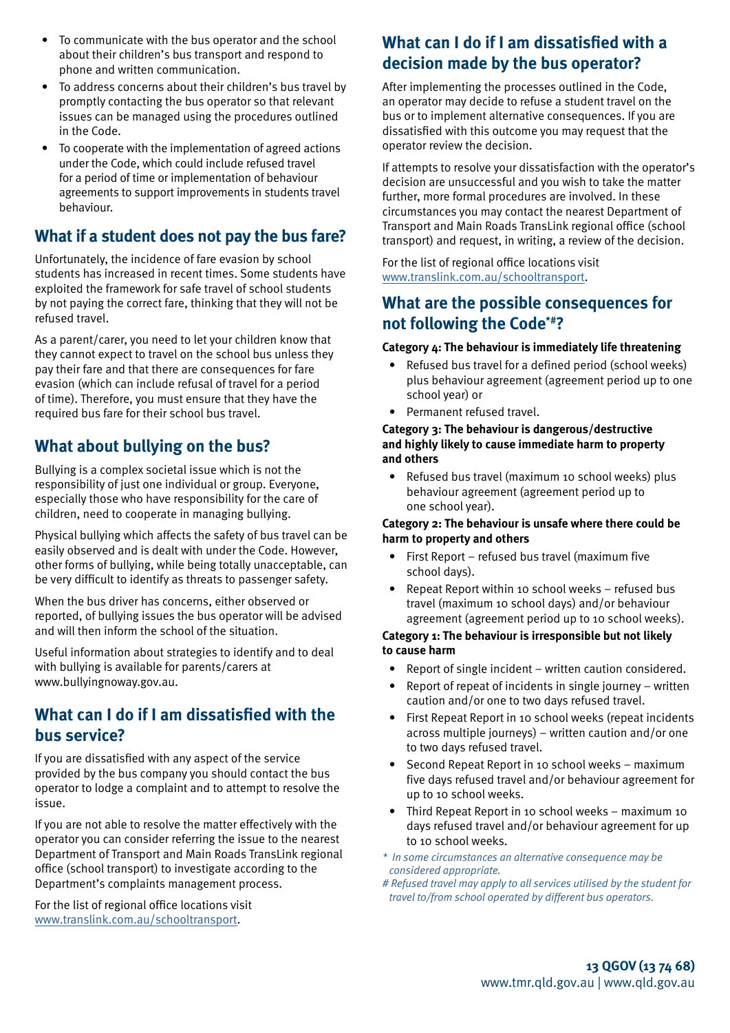- To communicate with the bus operator and the school about their children's bus transport and respond to phone and written communication.
- To address concerns about their children's bus travel by promptly contacting the bus operator so that relevant issues can be managed using the procedures outlined in the Code.
- To cooperate with the implementation of agreed actions under the Code, which could include refused travel for a period of time or implementation of behaviour agreements to support improvements in students travel behaviour.

## What if a student does not pay the bus fare?

Unfortunately, the incidence of fare evasion by school students has increased in recent times. Some students have exploited the framework for safe travel of school students by not paying the correct fare, thinking that they will not be refused travel.

As a parent/carer, you need to let your children know that they cannot expect to travel on the school bus unless they pay their fare and that there are consequences for fare evasion (which can include refusal of travel for a period of time). Therefore, you must ensure that they have the required bus fare for their school bus travel.

## What about bullying on the bus?

Bullying is a complex societal issue which is not the responsibility of just one individual or group. Everyone, especially those who have responsibility for the care of children, need to cooperate in managing bullying.

Physical bullying which affects the safety of bus travel can be easily observed and is dealt with under the Code. However, other forms of bullying, while being totally unacceptable, can be very difficult to identify as threats to passenger safety.

When the bus driver has concerns, either observed or reported, of bullying issues the bus operator will be advised and will then inform the school of the situation.

Useful information about strategies to identify and to deal with bullying is available for parents/carers at www.bullyingnoway.gov.au.

## What can I do if I am dissatisfied with the bus service?

If you are dissatisfied with any aspect of the service provided by the bus company you should contact the bus operator to lodge a complaint and to attempt to resolve the issue.

If you are not able to resolve the matter effectively with the operator you can consider referring the issue to the nearest Department of Transport and Main Roads TransLink regional office (school transport) to investigate according to the Department's complaints management process.

For the list of regional office locations visit www.translink.com.au/schooltransport.

## What can I do if I am dissatisfied with a decision made by the bus operator?

After implementing the processes outlined in the Code, an operator may decide to refuse a student travel on the bus or to implement alternative consequences. If you are dissatisfied with this outcome you may request that the operator review the decision.

If attempts to resolve your dissatisfaction with the operator's decision are unsuccessful and you wish to take the matter further, more formal procedures are involved. In these circumstances you may contact the nearest Department of Transport and Main Roads TransLink regional office (school transport) and request, in writing, a review of the decision.

For the list of regional office locations visit www.translink.com.au/schooltransport.

## What are the possible consequences for not following the Code*#?

**Category 4: The behaviour is immediately life threatening**

- Refused bus travel for a defined period (school weeks) plus behaviour agreement (agreement period up to one school year) or
- Permanent refused travel.

**Category 3: The behaviour is dangerous/destructive and highly likely to cause immediate harm to property and others**

- Refused bus travel (maximum 10 school weeks) plus behaviour agreement (agreement period up to one school year).

**Category 2: The behaviour is unsafe where there could be harm to property and others**

- First Report – refused bus travel (maximum five school days).
- Repeat Report within 10 school weeks – refused bus travel (maximum 10 school days) and/or behaviour agreement (agreement period up to 10 school weeks).

**Category 1: The behaviour is irresponsible but not likely to cause harm**

- Report of single incident – written caution considered.
- Report of repeat of incidents in single journey – written caution and/or one to two days refused travel.
- First Repeat Report in 10 school weeks (repeat incidents across multiple journeys) – written caution and/or one to two days refused travel.
- Second Repeat Report in 10 school weeks – maximum five days refused travel and/or behaviour agreement for up to 10 school weeks.
- Third Repeat Report in 10 school weeks – maximum 10 days refused travel and/or behaviour agreement for up to 10 school weeks.

*\* In some circumstances an alternative consequence may be considered appropriate.*

*# Refused travel may apply to all services utilised by the student for travel to/from school operated by different bus operators.*

**13 QGOV (13 74 68)**
www.tmr.qld.gov.au | www.qld.gov.au